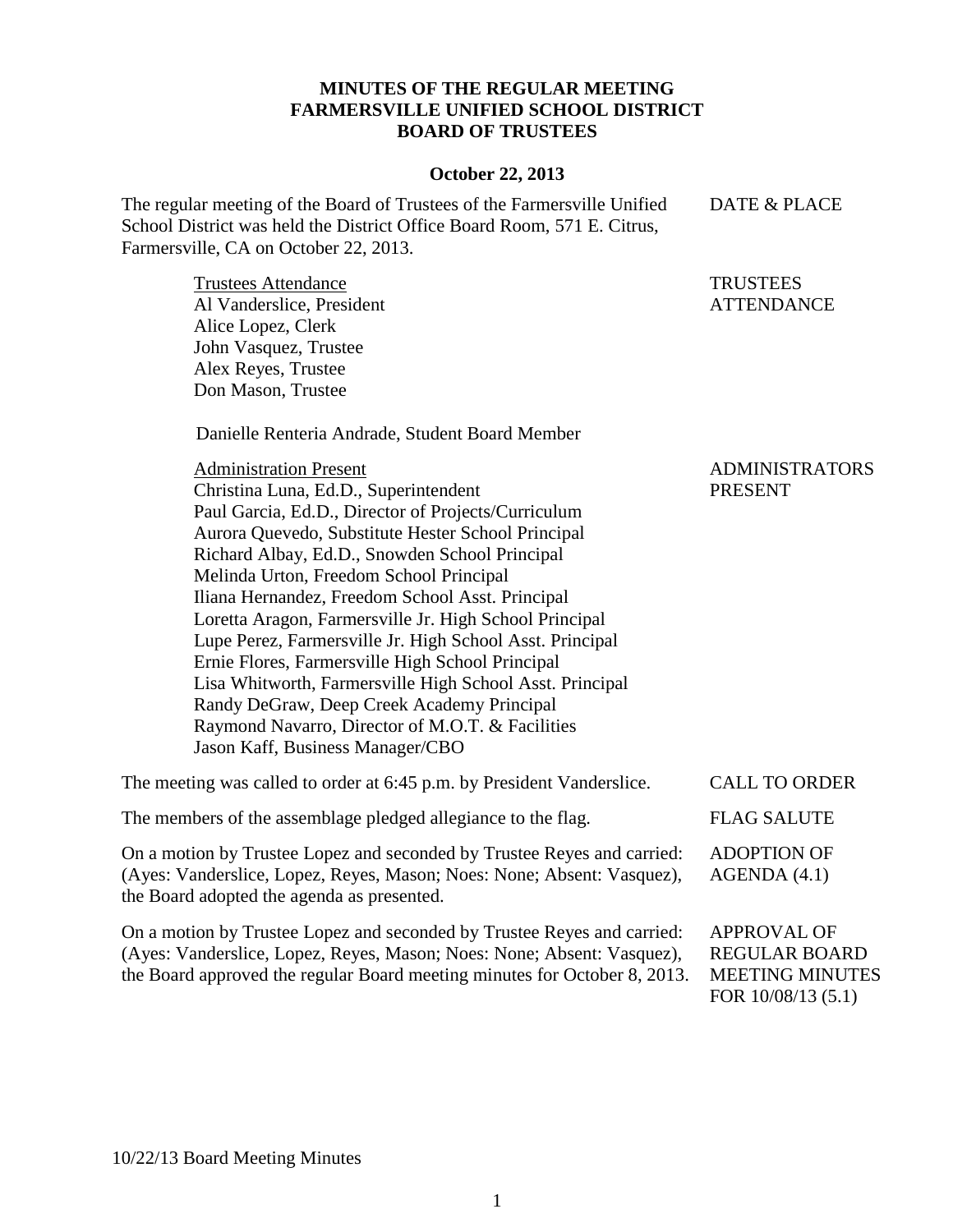# MINUTES OF THE REGULAR MEETING
# FARMERSVILLE UNIFIED SCHOOL DISTRICT
# BOARD OF TRUSTEES

**October 22, 2013**

**DATE & PLACE**

The regular meeting of the Board of Trustees of the Farmersville Unified School District was held the District Office Board Room, 571 E. Citrus, Farmersville, CA on October 22, 2013.

**TRUSTEES ATTENDANCE**

Trustees Attendance
Al Vanderslice, President
Alice Lopez, Clerk
John Vasquez, Trustee
Alex Reyes, Trustee
Don Mason, Trustee

Danielle Renteria Andrade, Student Board Member

**ADMINISTRATORS PRESENT**

Administration Present
Christina Luna, Ed.D., Superintendent
Paul Garcia, Ed.D., Director of Projects/Curriculum
Aurora Quevedo, Substitute Hester School Principal
Richard Albay, Ed.D., Snowden School Principal
Melinda Urton, Freedom School Principal
Iliana Hernandez, Freedom School Asst. Principal
Loretta Aragon, Farmersville Jr. High School Principal
Lupe Perez, Farmersville Jr. High School Asst. Principal
Ernie Flores, Farmersville High School Principal
Lisa Whitworth, Farmersville High School Asst. Principal
Randy DeGraw, Deep Creek Academy Principal
Raymond Navarro, Director of M.O.T. & Facilities
Jason Kaff, Business Manager/CBO

**CALL TO ORDER**

The meeting was called to order at 6:45 p.m. by President Vanderslice.

**FLAG SALUTE**

The members of the assemblage pledged allegiance to the flag.

**ADOPTION OF AGENDA (4.1)**

On a motion by Trustee Lopez and seconded by Trustee Reyes and carried: (Ayes: Vanderslice, Lopez, Reyes, Mason; Noes: None; Absent: Vasquez), the Board adopted the agenda as presented.

**APPROVAL OF REGULAR BOARD MEETING MINUTES FOR 10/08/13 (5.1)**

On a motion by Trustee Lopez and seconded by Trustee Reyes and carried: (Ayes: Vanderslice, Lopez, Reyes, Mason; Noes: None; Absent: Vasquez), the Board approved the regular Board meeting minutes for October 8, 2013.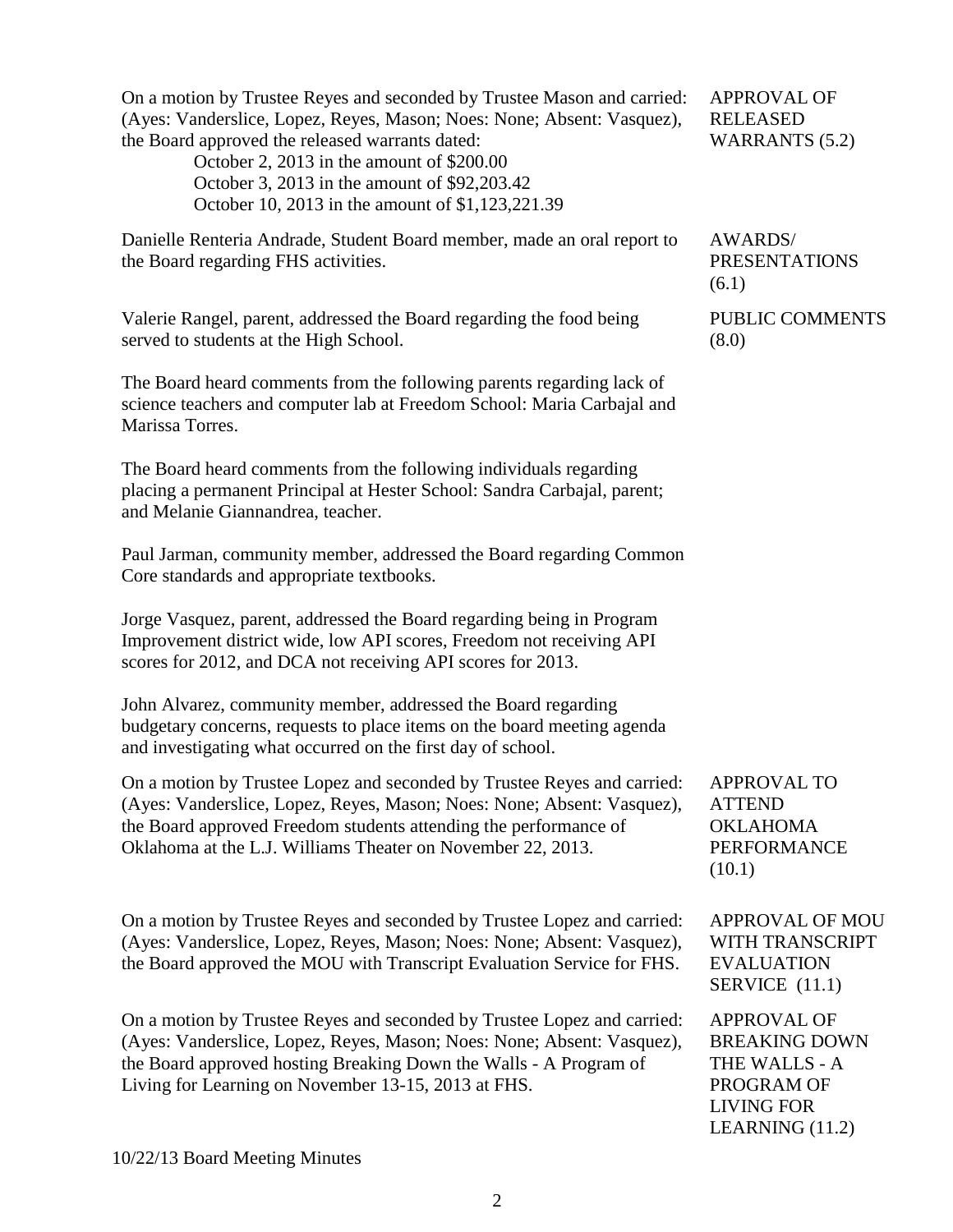On a motion by Trustee Reyes and seconded by Trustee Mason and carried: (Ayes: Vanderslice, Lopez, Reyes, Mason; Noes: None; Absent: Vasquez), the Board approved the released warrants dated:

October 2, 2013 in the amount of $200.00
October 3, 2013 in the amount of $92,203.42
October 10, 2013 in the amount of $1,123,221.39

**APPROVAL OF RELEASED WARRANTS (5.2)**

Danielle Renteria Andrade, Student Board member, made an oral report to the Board regarding FHS activities.

**AWARDS/ PRESENTATIONS (6.1)**

Valerie Rangel, parent, addressed the Board regarding the food being served to students at the High School.

**PUBLIC COMMENTS (8.0)**

The Board heard comments from the following parents regarding lack of science teachers and computer lab at Freedom School: Maria Carbajal and Marissa Torres.

The Board heard comments from the following individuals regarding placing a permanent Principal at Hester School: Sandra Carbajal, parent; and Melanie Giannandrea, teacher.

Paul Jarman, community member, addressed the Board regarding Common Core standards and appropriate textbooks.

Jorge Vasquez, parent, addressed the Board regarding being in Program Improvement district wide, low API scores, Freedom not receiving API scores for 2012, and DCA not receiving API scores for 2013.

John Alvarez, community member, addressed the Board regarding budgetary concerns, requests to place items on the board meeting agenda and investigating what occurred on the first day of school.

On a motion by Trustee Lopez and seconded by Trustee Reyes and carried: (Ayes: Vanderslice, Lopez, Reyes, Mason; Noes: None; Absent: Vasquez), the Board approved Freedom students attending the performance of Oklahoma at the L.J. Williams Theater on November 22, 2013.

**APPROVAL TO ATTEND OKLAHOMA PERFORMANCE (10.1)**

On a motion by Trustee Reyes and seconded by Trustee Lopez and carried: (Ayes: Vanderslice, Lopez, Reyes, Mason; Noes: None; Absent: Vasquez), the Board approved the MOU with Transcript Evaluation Service for FHS.

**APPROVAL OF MOU WITH TRANSCRIPT EVALUATION SERVICE (11.1)**

On a motion by Trustee Reyes and seconded by Trustee Lopez and carried: (Ayes: Vanderslice, Lopez, Reyes, Mason; Noes: None; Absent: Vasquez), the Board approved hosting Breaking Down the Walls - A Program of Living for Learning on November 13-15, 2013 at FHS.

**APPROVAL OF BREAKING DOWN THE WALLS - A PROGRAM OF LIVING FOR LEARNING (11.2)**

10/22/13 Board Meeting Minutes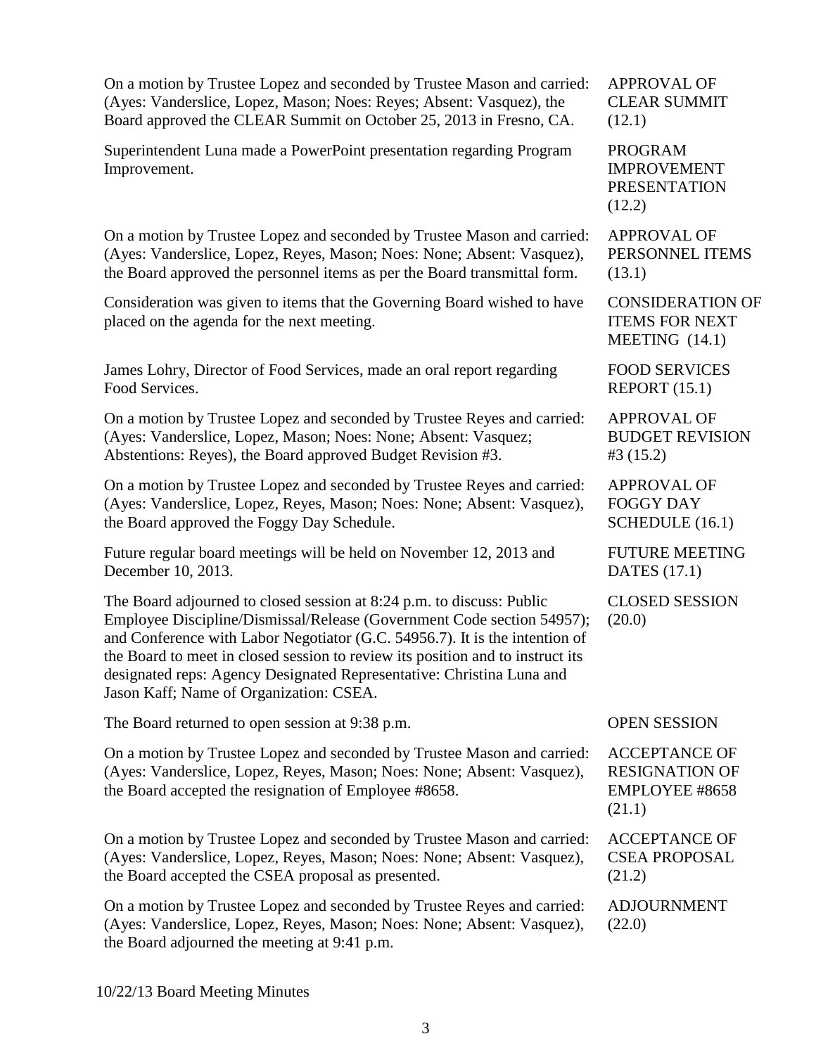| | |
|---|---|
| On a motion by Trustee Lopez and seconded by Trustee Mason and carried: (Ayes: Vanderslice, Lopez, Mason; Noes: Reyes; Absent: Vasquez), the Board approved the CLEAR Summit on October 25, 2013 in Fresno, CA. | APPROVAL OF CLEAR SUMMIT (12.1) |
| Superintendent Luna made a PowerPoint presentation regarding Program Improvement. | PROGRAM IMPROVEMENT PRESENTATION (12.2) |
| On a motion by Trustee Lopez and seconded by Trustee Mason and carried: (Ayes: Vanderslice, Lopez, Reyes, Mason; Noes: None; Absent: Vasquez), the Board approved the personnel items as per the Board transmittal form. | APPROVAL OF PERSONNEL ITEMS (13.1) |
| Consideration was given to items that the Governing Board wished to have placed on the agenda for the next meeting. | CONSIDERATION OF ITEMS FOR NEXT MEETING (14.1) |
| James Lohry, Director of Food Services, made an oral report regarding Food Services. | FOOD SERVICES REPORT (15.1) |
| On a motion by Trustee Lopez and seconded by Trustee Reyes and carried: (Ayes: Vanderslice, Lopez, Mason; Noes: None; Absent: Vasquez; Abstentions: Reyes), the Board approved Budget Revision #3. | APPROVAL OF BUDGET REVISION #3 (15.2) |
| On a motion by Trustee Lopez and seconded by Trustee Reyes and carried: (Ayes: Vanderslice, Lopez, Reyes, Mason; Noes: None; Absent: Vasquez), the Board approved the Foggy Day Schedule. | APPROVAL OF FOGGY DAY SCHEDULE (16.1) |
| Future regular board meetings will be held on November 12, 2013 and December 10, 2013. | FUTURE MEETING DATES (17.1) |
| The Board adjourned to closed session at 8:24 p.m. to discuss: Public Employee Discipline/Dismissal/Release (Government Code section 54957); and Conference with Labor Negotiator (G.C. 54956.7). It is the intention of the Board to meet in closed session to review its position and to instruct its designated reps: Agency Designated Representative: Christina Luna and Jason Kaff; Name of Organization: CSEA. | CLOSED SESSION (20.0) |
| The Board returned to open session at 9:38 p.m. | OPEN SESSION |
| On a motion by Trustee Lopez and seconded by Trustee Mason and carried: (Ayes: Vanderslice, Lopez, Reyes, Mason; Noes: None; Absent: Vasquez), the Board accepted the resignation of Employee #8658. | ACCEPTANCE OF RESIGNATION OF EMPLOYEE #8658 (21.1) |
| On a motion by Trustee Lopez and seconded by Trustee Mason and carried: (Ayes: Vanderslice, Lopez, Reyes, Mason; Noes: None; Absent: Vasquez), the Board accepted the CSEA proposal as presented. | ACCEPTANCE OF CSEA PROPOSAL (21.2) |
| On a motion by Trustee Lopez and seconded by Trustee Reyes and carried: (Ayes: Vanderslice, Lopez, Reyes, Mason; Noes: None; Absent: Vasquez), the Board adjourned the meeting at 9:41 p.m. | ADJOURNMENT (22.0) |

10/22/13 Board Meeting Minutes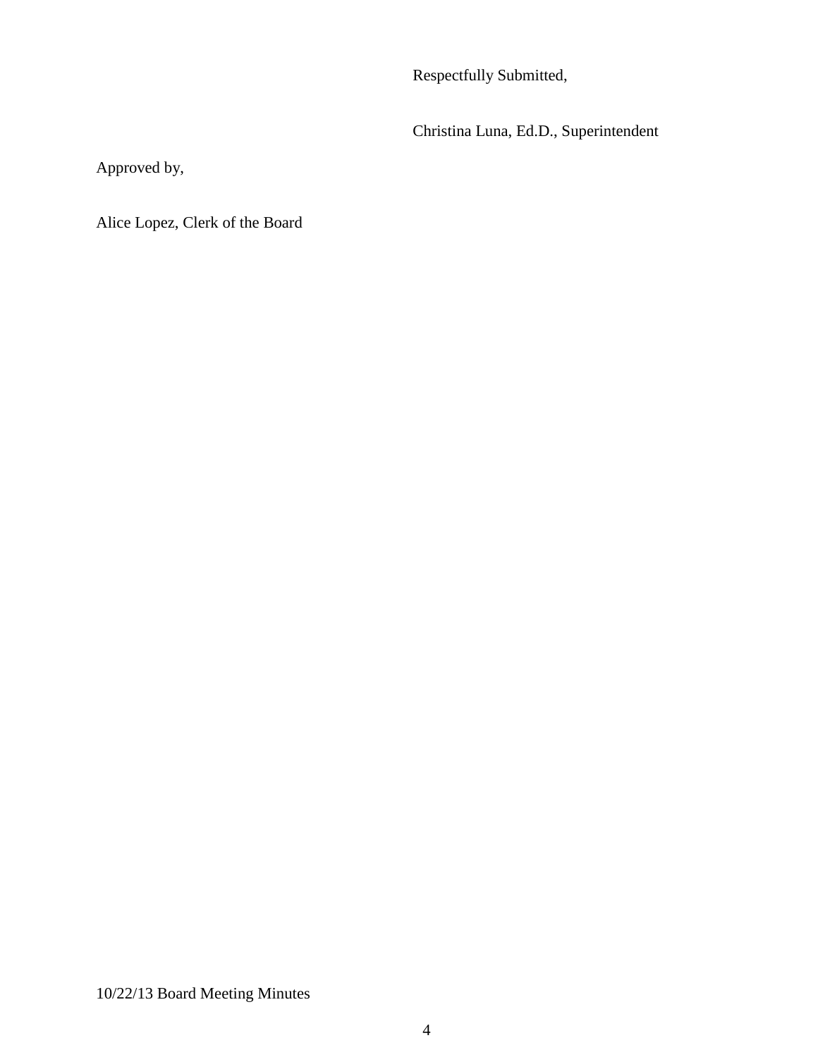Respectfully Submitted,

Christina Luna, Ed.D., Superintendent

Approved by,

Alice Lopez, Clerk of the Board